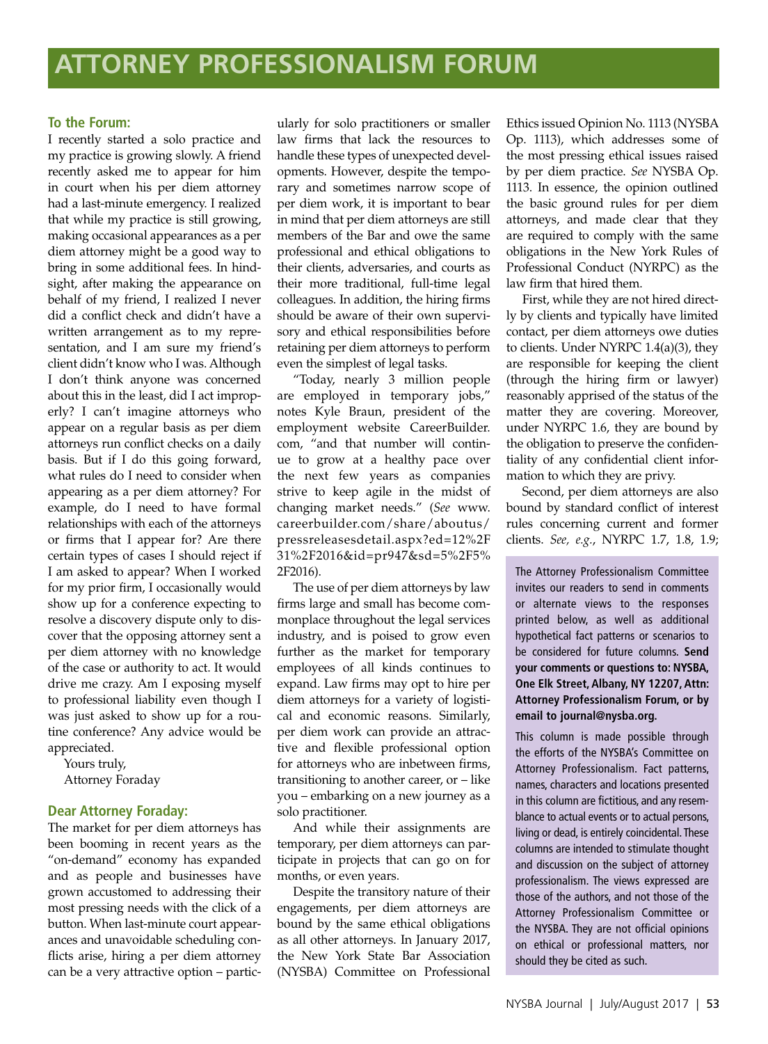# ATTORNEY PROFESSIONALISM FORUM

**To the Forum:**

I recently started a solo practice and my practice is growing slowly. A friend recently asked me to appear for him in court when his per diem attorney had a last-minute emergency. I realized that while my practice is still growing, making occasional appearances as a per diem attorney might be a good way to bring in some additional fees. In hindsight, after making the appearance on behalf of my friend, I realized I never did a conflict check and didn't have a written arrangement as to my representation, and I am sure my friend's client didn't know who I was. Although I don't think anyone was concerned about this in the least, did I act improperly? I can't imagine attorneys who appear on a regular basis as per diem attorneys run conflict checks on a daily basis. But if I do this going forward, what rules do I need to consider when appearing as a per diem attorney? For example, do I need to have formal relationships with each of the attorneys or firms that I appear for? Are there certain types of cases I should reject if I am asked to appear? When I worked for my prior firm, I occasionally would show up for a conference expecting to resolve a discovery dispute only to discover that the opposing attorney sent a per diem attorney with no knowledge of the case or authority to act. It would drive me crazy. Am I exposing myself to professional liability even though I was just asked to show up for a routine conference? Any advice would be appreciated.

Yours truly,
Attorney Foraday

**Dear Attorney Foraday:**

The market for per diem attorneys has been booming in recent years as the "on-demand" economy has expanded and as people and businesses have grown accustomed to addressing their most pressing needs with the click of a button. When last-minute court appearances and unavoidable scheduling conflicts arise, hiring a per diem attorney can be a very attractive option – particularly for solo practitioners or smaller law firms that lack the resources to handle these types of unexpected developments. However, despite the temporary and sometimes narrow scope of per diem work, it is important to bear in mind that per diem attorneys are still members of the Bar and owe the same professional and ethical obligations to their clients, adversaries, and courts as their more traditional, full-time legal colleagues. In addition, the hiring firms should be aware of their own supervisory and ethical responsibilities before retaining per diem attorneys to perform even the simplest of legal tasks.

"Today, nearly 3 million people are employed in temporary jobs," notes Kyle Braun, president of the employment website CareerBuilder.com, "and that number will continue to grow at a healthy pace over the next few years as companies strive to keep agile in the midst of changing market needs." (*See* www.careerbuilder.com/share/aboutus/pressreleasesdetail.aspx?ed=12%2F31%2F2016&id=pr947&sd=5%2F5%2F2016).

The use of per diem attorneys by law firms large and small has become commonplace throughout the legal services industry, and is poised to grow even further as the market for temporary employees of all kinds continues to expand. Law firms may opt to hire per diem attorneys for a variety of logistical and economic reasons. Similarly, per diem work can provide an attractive and flexible professional option for attorneys who are inbetween firms, transitioning to another career, or – like you – embarking on a new journey as a solo practitioner.

And while their assignments are temporary, per diem attorneys can participate in projects that can go on for months, or even years.

Despite the transitory nature of their engagements, per diem attorneys are bound by the same ethical obligations as all other attorneys. In January 2017, the New York State Bar Association (NYSBA) Committee on Professional Ethics issued Opinion No. 1113 (NYSBA Op. 1113), which addresses some of the most pressing ethical issues raised by per diem practice. *See* NYSBA Op. 1113. In essence, the opinion outlined the basic ground rules for per diem attorneys, and made clear that they are required to comply with the same obligations in the New York Rules of Professional Conduct (NYRPC) as the law firm that hired them.

First, while they are not hired directly by clients and typically have limited contact, per diem attorneys owe duties to clients. Under NYRPC 1.4(a)(3), they are responsible for keeping the client (through the hiring firm or lawyer) reasonably apprised of the status of the matter they are covering. Moreover, under NYRPC 1.6, they are bound by the obligation to preserve the confidentiality of any confidential client information to which they are privy.

Second, per diem attorneys are also bound by standard conflict of interest rules concerning current and former clients. *See, e.g.*, NYRPC 1.7, 1.8, 1.9;

---

The Attorney Professionalism Committee invites our readers to send in comments or alternate views to the responses printed below, as well as additional hypothetical fact patterns or scenarios to be considered for future columns. **Send your comments or questions to: NYSBA, One Elk Street, Albany, NY 12207, Attn: Attorney Professionalism Forum, or by email to journal@nysba.org.**

This column is made possible through the efforts of the NYSBA's Committee on Attorney Professionalism. Fact patterns, names, characters and locations presented in this column are fictitious, and any resemblance to actual events or to actual persons, living or dead, is entirely coincidental. These columns are intended to stimulate thought and discussion on the subject of attorney professionalism. The views expressed are those of the authors, and not those of the Attorney Professionalism Committee or the NYSBA. They are not official opinions on ethical or professional matters, nor should they be cited as such.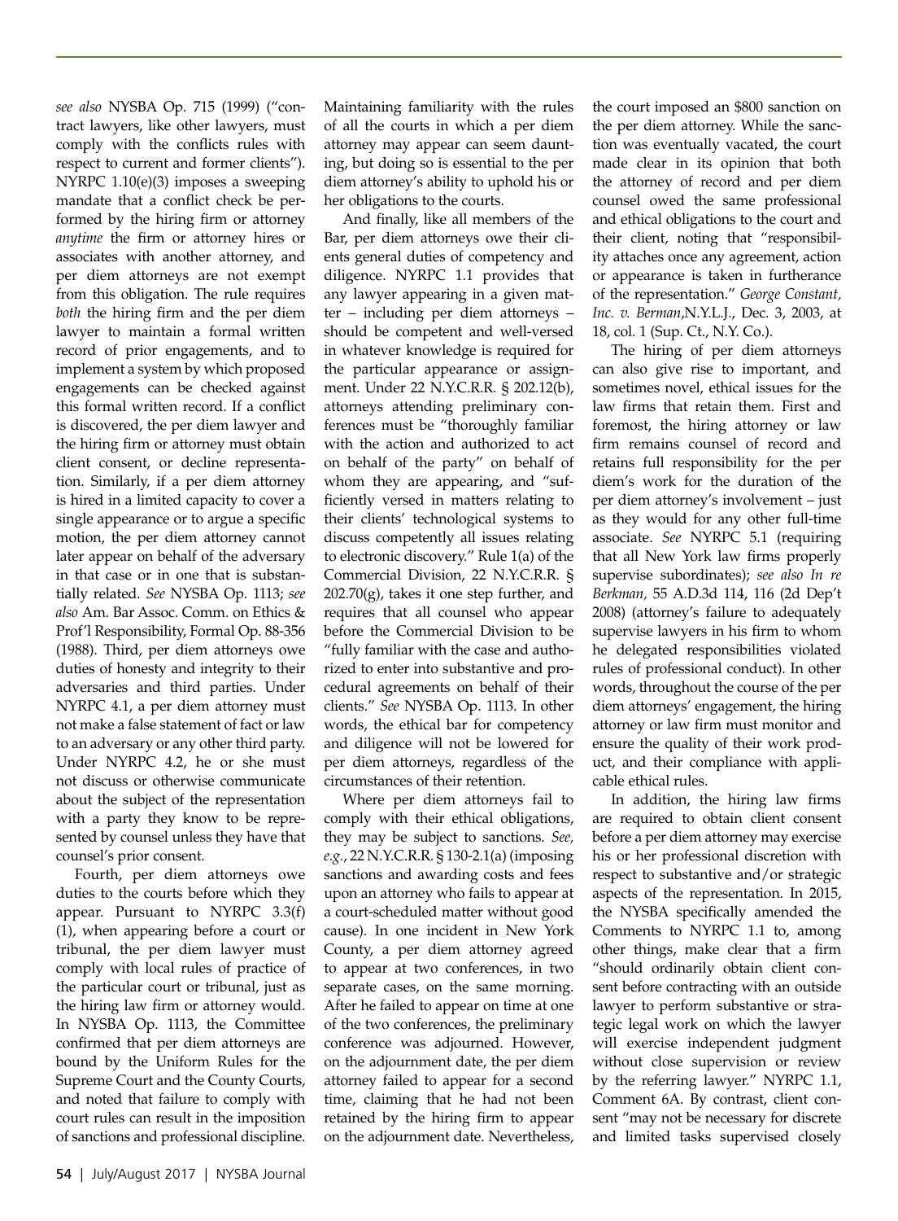*see also* NYSBA Op. 715 (1999) ("contract lawyers, like other lawyers, must comply with the conflicts rules with respect to current and former clients"). NYRPC 1.10(e)(3) imposes a sweeping mandate that a conflict check be performed by the hiring firm or attorney *anytime* the firm or attorney hires or associates with another attorney, and per diem attorneys are not exempt from this obligation. The rule requires *both* the hiring firm and the per diem lawyer to maintain a formal written record of prior engagements, and to implement a system by which proposed engagements can be checked against this formal written record. If a conflict is discovered, the per diem lawyer and the hiring firm or attorney must obtain client consent, or decline representation. Similarly, if a per diem attorney is hired in a limited capacity to cover a single appearance or to argue a specific motion, the per diem attorney cannot later appear on behalf of the adversary in that case or in one that is substantially related. *See* NYSBA Op. 1113; *see also* Am. Bar Assoc. Comm. on Ethics & Prof'l Responsibility, Formal Op. 88-356 (1988). Third, per diem attorneys owe duties of honesty and integrity to their adversaries and third parties. Under NYRPC 4.1, a per diem attorney must not make a false statement of fact or law to an adversary or any other third party. Under NYRPC 4.2, he or she must not discuss or otherwise communicate about the subject of the representation with a party they know to be represented by counsel unless they have that counsel's prior consent.

Fourth, per diem attorneys owe duties to the courts before which they appear. Pursuant to NYRPC 3.3(f)(1), when appearing before a court or tribunal, the per diem lawyer must comply with local rules of practice of the particular court or tribunal, just as the hiring law firm or attorney would. In NYSBA Op. 1113, the Committee confirmed that per diem attorneys are bound by the Uniform Rules for the Supreme Court and the County Courts, and noted that failure to comply with court rules can result in the imposition of sanctions and professional discipline. Maintaining familiarity with the rules of all the courts in which a per diem attorney may appear can seem daunting, but doing so is essential to the per diem attorney's ability to uphold his or her obligations to the courts.

And finally, like all members of the Bar, per diem attorneys owe their clients general duties of competency and diligence. NYRPC 1.1 provides that any lawyer appearing in a given matter – including per diem attorneys – should be competent and well-versed in whatever knowledge is required for the particular appearance or assignment. Under 22 N.Y.C.R.R. § 202.12(b), attorneys attending preliminary conferences must be "thoroughly familiar with the action and authorized to act on behalf of the party" on behalf of whom they are appearing, and "sufficiently versed in matters relating to their clients' technological systems to discuss competently all issues relating to electronic discovery." Rule 1(a) of the Commercial Division, 22 N.Y.C.R.R. § 202.70(g), takes it one step further, and requires that all counsel who appear before the Commercial Division to be "fully familiar with the case and authorized to enter into substantive and procedural agreements on behalf of their clients." *See* NYSBA Op. 1113. In other words, the ethical bar for competency and diligence will not be lowered for per diem attorneys, regardless of the circumstances of their retention.

Where per diem attorneys fail to comply with their ethical obligations, they may be subject to sanctions. *See, e.g.*, 22 N.Y.C.R.R. § 130-2.1(a) (imposing sanctions and awarding costs and fees upon an attorney who fails to appear at a court-scheduled matter without good cause). In one incident in New York County, a per diem attorney agreed to appear at two conferences, in two separate cases, on the same morning. After he failed to appear on time at one of the two conferences, the preliminary conference was adjourned. However, on the adjournment date, the per diem attorney failed to appear for a second time, claiming that he had not been retained by the hiring firm to appear on the adjournment date. Nevertheless, the court imposed an $800 sanction on the per diem attorney. While the sanction was eventually vacated, the court made clear in its opinion that both the attorney of record and per diem counsel owed the same professional and ethical obligations to the court and their client, noting that "responsibility attaches once any agreement, action or appearance is taken in furtherance of the representation." *George Constant, Inc. v. Berman*,N.Y.L.J., Dec. 3, 2003, at 18, col. 1 (Sup. Ct., N.Y. Co.).

The hiring of per diem attorneys can also give rise to important, and sometimes novel, ethical issues for the law firms that retain them. First and foremost, the hiring attorney or law firm remains counsel of record and retains full responsibility for the per diem's work for the duration of the per diem attorney's involvement – just as they would for any other full-time associate. *See* NYRPC 5.1 (requiring that all New York law firms properly supervise subordinates); *see also In re Berkman,* 55 A.D.3d 114, 116 (2d Dep't 2008) (attorney's failure to adequately supervise lawyers in his firm to whom he delegated responsibilities violated rules of professional conduct). In other words, throughout the course of the per diem attorneys' engagement, the hiring attorney or law firm must monitor and ensure the quality of their work product, and their compliance with applicable ethical rules.

In addition, the hiring law firms are required to obtain client consent before a per diem attorney may exercise his or her professional discretion with respect to substantive and/or strategic aspects of the representation. In 2015, the NYSBA specifically amended the Comments to NYRPC 1.1 to, among other things, make clear that a firm "should ordinarily obtain client consent before contracting with an outside lawyer to perform substantive or strategic legal work on which the lawyer will exercise independent judgment without close supervision or review by the referring lawyer." NYRPC 1.1, Comment 6A. By contrast, client consent "may not be necessary for discrete and limited tasks supervised closely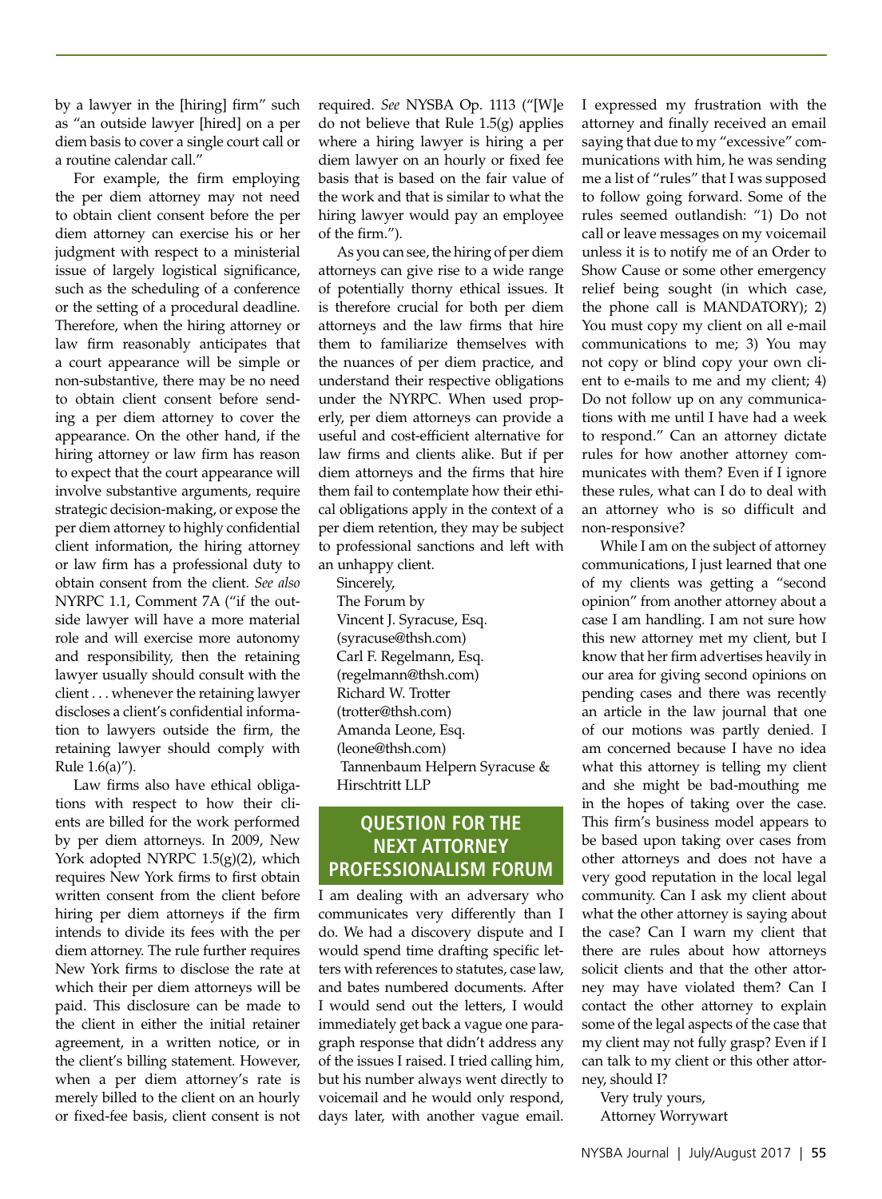by a lawyer in the [hiring] firm" such as "an outside lawyer [hired] on a per diem basis to cover a single court call or a routine calendar call."

For example, the firm employing the per diem attorney may not need to obtain client consent before the per diem attorney can exercise his or her judgment with respect to a ministerial issue of largely logistical significance, such as the scheduling of a conference or the setting of a procedural deadline. Therefore, when the hiring attorney or law firm reasonably anticipates that a court appearance will be simple or non-substantive, there may be no need to obtain client consent before sending a per diem attorney to cover the appearance. On the other hand, if the hiring attorney or law firm has reason to expect that the court appearance will involve substantive arguments, require strategic decision-making, or expose the per diem attorney to highly confidential client information, the hiring attorney or law firm has a professional duty to obtain consent from the client. *See also* NYRPC 1.1, Comment 7A ("if the outside lawyer will have a more material role and will exercise more autonomy and responsibility, then the retaining lawyer usually should consult with the client . . . whenever the retaining lawyer discloses a client's confidential information to lawyers outside the firm, the retaining lawyer should comply with Rule 1.6(a)").

Law firms also have ethical obligations with respect to how their clients are billed for the work performed by per diem attorneys. In 2009, New York adopted NYRPC 1.5(g)(2), which requires New York firms to first obtain written consent from the client before hiring per diem attorneys if the firm intends to divide its fees with the per diem attorney. The rule further requires New York firms to disclose the rate at which their per diem attorneys will be paid. This disclosure can be made to the client in either the initial retainer agreement, in a written notice, or in the client's billing statement. However, when a per diem attorney's rate is merely billed to the client on an hourly or fixed-fee basis, client consent is not required. *See* NYSBA Op. 1113 ("[W]e do not believe that Rule 1.5(g) applies where a hiring lawyer is hiring a per diem lawyer on an hourly or fixed fee basis that is based on the fair value of the work and that is similar to what the hiring lawyer would pay an employee of the firm.").

As you can see, the hiring of per diem attorneys can give rise to a wide range of potentially thorny ethical issues. It is therefore crucial for both per diem attorneys and the law firms that hire them to familiarize themselves with the nuances of per diem practice, and understand their respective obligations under the NYRPC. When used properly, per diem attorneys can provide a useful and cost-efficient alternative for law firms and clients alike. But if per diem attorneys and the firms that hire them fail to contemplate how their ethical obligations apply in the context of a per diem retention, they may be subject to professional sanctions and left with an unhappy client.

Sincerely,
The Forum by
Vincent J. Syracuse, Esq.
(syracuse@thsh.com)
Carl F. Regelmann, Esq.
(regelmann@thsh.com)
Richard W. Trotter
(trotter@thsh.com)
Amanda Leone, Esq.
(leone@thsh.com)
Tannenbaum Helpern Syracuse & Hirschtritt LLP

## QUESTION FOR THE NEXT ATTORNEY PROFESSIONALISM FORUM

I am dealing with an adversary who communicates very differently than I do. We had a discovery dispute and I would spend time drafting specific letters with references to statutes, case law, and bates numbered documents. After I would send out the letters, I would immediately get back a vague one paragraph response that didn't address any of the issues I raised. I tried calling him, but his number always went directly to voicemail and he would only respond, days later, with another vague email. I expressed my frustration with the attorney and finally received an email saying that due to my "excessive" communications with him, he was sending me a list of "rules" that I was supposed to follow going forward. Some of the rules seemed outlandish: "1) Do not call or leave messages on my voicemail unless it is to notify me of an Order to Show Cause or some other emergency relief being sought (in which case, the phone call is MANDATORY); 2) You must copy my client on all e-mail communications to me; 3) You may not copy or blind copy your own client to e-mails to me and my client; 4) Do not follow up on any communications with me until I have had a week to respond." Can an attorney dictate rules for how another attorney communicates with them? Even if I ignore these rules, what can I do to deal with an attorney who is so difficult and non-responsive?

While I am on the subject of attorney communications, I just learned that one of my clients was getting a "second opinion" from another attorney about a case I am handling. I am not sure how this new attorney met my client, but I know that her firm advertises heavily in our area for giving second opinions on pending cases and there was recently an article in the law journal that one of our motions was partly denied. I am concerned because I have no idea what this attorney is telling my client and she might be bad-mouthing me in the hopes of taking over the case. This firm's business model appears to be based upon taking over cases from other attorneys and does not have a very good reputation in the local legal community. Can I ask my client about what the other attorney is saying about the case? Can I warn my client that there are rules about how attorneys solicit clients and that the other attorney may have violated them? Can I contact the other attorney to explain some of the legal aspects of the case that my client may not fully grasp? Even if I can talk to my client or this other attorney, should I?

Very truly yours,
Attorney Worrywart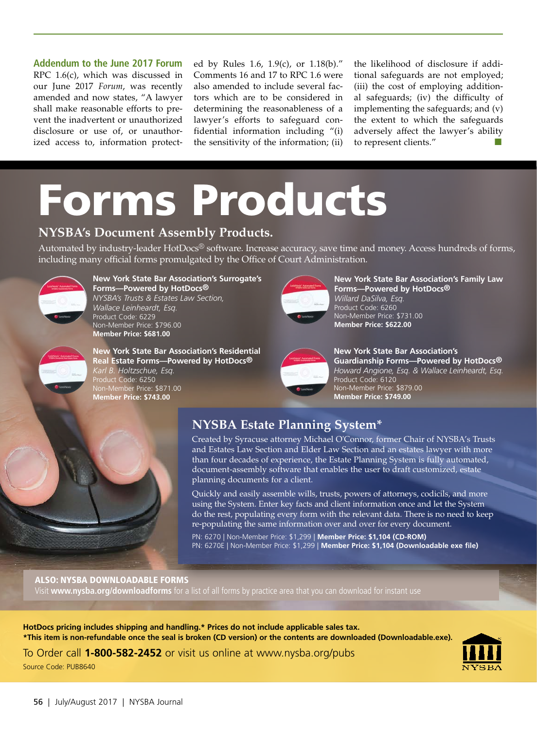### Addendum to the June 2017 Forum

RPC 1.6(c), which was discussed in our June 2017 *Forum*, was recently amended and now states, "A lawyer shall make reasonable efforts to prevent the inadvertent or unauthorized disclosure or use of, or unauthorized access to, information protected by Rules 1.6, 1.9(c), or 1.18(b)." Comments 16 and 17 to RPC 1.6 were also amended to include several factors which are to be considered in determining the reasonableness of a lawyer's efforts to safeguard confidential information including "(i) the sensitivity of the information; (ii) the likelihood of disclosure if additional safeguards are not employed; (iii) the cost of employing additional safeguards; (iv) the difficulty of implementing the safeguards; and (v) the extent to which the safeguards adversely affect the lawyer's ability to represent clients." ■

# Forms Products

## NYSBA's Document Assembly Products.

Automated by industry-leader HotDocs® software. Increase accuracy, save time and money. Access hundreds of forms, including many official forms promulgated by the Office of Court Administration.

**New York State Bar Association's Surrogate's Forms—Powered by HotDocs®**
*NYSBA's Trusts & Estates Law Section, Wallace Leinheardt, Esq.*
Product Code: 6229
Non-Member Price: $796.00
**Member Price: $681.00**

**New York State Bar Association's Family Law Forms—Powered by HotDocs®**
*Willard DaSilva, Esq.*
Product Code: 6260
Non-Member Price: $731.00
**Member Price: $622.00**

**New York State Bar Association's Residential Real Estate Forms—Powered by HotDocs®**
*Karl B. Holtzschue, Esq.*
Product Code: 6250
Non-Member Price: $871.00
**Member Price: $743.00**

**New York State Bar Association's Guardianship Forms—Powered by HotDocs®**
*Howard Angione, Esq. & Wallace Leinheardt, Esq.*
Product Code: 6120
Non-Member Price: $879.00
**Member Price: $749.00**

## NYSBA Estate Planning System*

Created by Syracuse attorney Michael O'Connor, former Chair of NYSBA's Trusts and Estates Law Section and Elder Law Section and an estates lawyer with more than four decades of experience, the Estate Planning System is fully automated, document-assembly software that enables the user to draft customized, estate planning documents for a client.

Quickly and easily assemble wills, trusts, powers of attorneys, codicils, and more using the System. Enter key facts and client information once and let the System do the rest, populating every form with the relevant data. There is no need to keep re-populating the same information over and over for every document.

PN: 6270 | Non-Member Price: $1,299 | **Member Price: $1,104 (CD-ROM)**
PN: 6270E | Non-Member Price: $1,299 | **Member Price: $1,104 (Downloadable exe file)**

**ALSO: NYSBA DOWNLOADABLE FORMS**
Visit **www.nysba.org/downloadforms** for a list of all forms by practice area that you can download for instant use

**HotDocs pricing includes shipping and handling.* Prices do not include applicable sales tax.**
***This item is non-refundable once the seal is broken (CD version) or the contents are downloaded (Downloadable.exe).**

To Order call **1-800-582-2452** or visit us online at www.nysba.org/pubs

Source Code: PUB8640